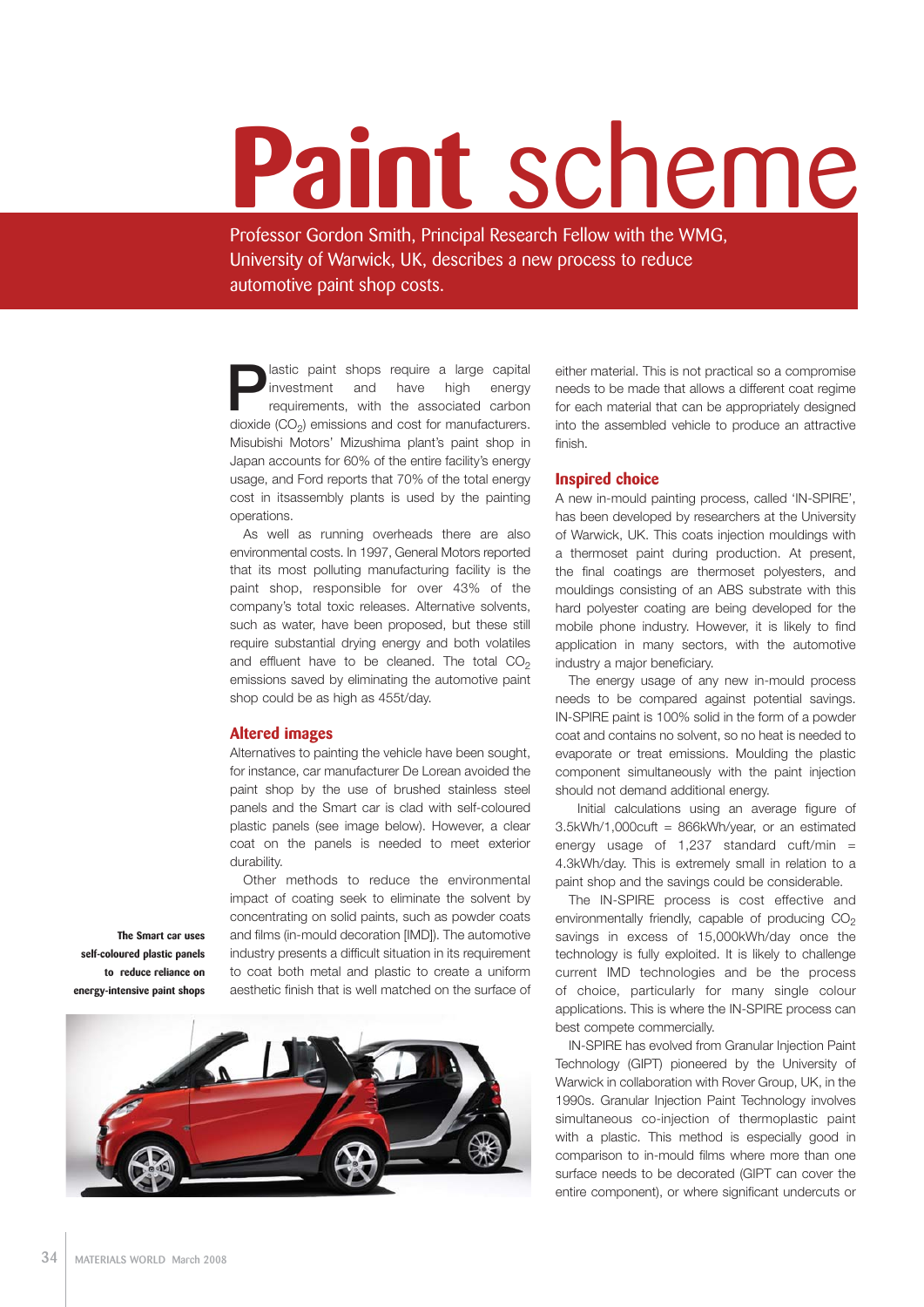# Paint scheme

Professor Gordon Smith, Principal Research Fellow with the WMG, University of Warwick, UK, describes a new process to reduce automotive paint shop costs.

Plastic paint shops require a large capital investment and have high energy requirements, with the associated carbon dioxide ($CO_2$) emissions and cost for manufacturers. Misubishi Motors' Mizushima plant's paint shop in Japan accounts for 60% of the entire facility's energy usage, and Ford reports that 70% of the total energy cost in itsassembly plants is used by the painting operations.

As well as running overheads there are also environmental costs. In 1997, General Motors reported that its most polluting manufacturing facility is the paint shop, responsible for over 43% of the company's total toxic releases. Alternative solvents, such as water, have been proposed, but these still require substantial drying energy and both volatiles and effluent have to be cleaned. The total $CO_2$ emissions saved by eliminating the automotive paint shop could be as high as 455t/day.

## Altered images

Alternatives to painting the vehicle have been sought, for instance, car manufacturer De Lorean avoided the paint shop by the use of brushed stainless steel panels and the Smart car is clad with self-coloured plastic panels (see image below). However, a clear coat on the panels is needed to meet exterior durability.

Other methods to reduce the environmental impact of coating seek to eliminate the solvent by concentrating on solid paints, such as powder coats and films (in-mould decoration [IMD]). The automotive industry presents a difficult situation in its requirement to coat both metal and plastic to create a uniform aesthetic finish that is well matched on the surface of either material. This is not practical so a compromise needs to be made that allows a different coat regime for each material that can be appropriately designed into the assembled vehicle to produce an attractive finish.

**The Smart car uses self-coloured plastic panels to reduce reliance on energy-intensive paint shops**

## Inspired choice

A new in-mould painting process, called 'IN-SPIRE', has been developed by researchers at the University of Warwick, UK. This coats injection mouldings with a thermoset paint during production. At present, the final coatings are thermoset polyesters, and mouldings consisting of an ABS substrate with this hard polyester coating are being developed for the mobile phone industry. However, it is likely to find application in many sectors, with the automotive industry a major beneficiary.

The energy usage of any new in-mould process needs to be compared against potential savings. IN-SPIRE paint is 100% solid in the form of a powder coat and contains no solvent, so no heat is needed to evaporate or treat emissions. Moulding the plastic component simultaneously with the paint injection should not demand additional energy.

Initial calculations using an average figure of 3.5kWh/1,000cuft = 866kWh/year, or an estimated energy usage of 1,237 standard cuft/min = 4.3kWh/day. This is extremely small in relation to a paint shop and the savings could be considerable.

The IN-SPIRE process is cost effective and environmentally friendly, capable of producing $CO_2$ savings in excess of 15,000kWh/day once the technology is fully exploited. It is likely to challenge current IMD technologies and be the process of choice, particularly for many single colour applications. This is where the IN-SPIRE process can best compete commercially.

IN-SPIRE has evolved from Granular Injection Paint Technology (GIPT) pioneered by the University of Warwick in collaboration with Rover Group, UK, in the 1990s. Granular Injection Paint Technology involves simultaneous co-injection of thermoplastic paint with a plastic. This method is especially good in comparison to in-mould films where more than one surface needs to be decorated (GIPT can cover the entire component), or where significant undercuts or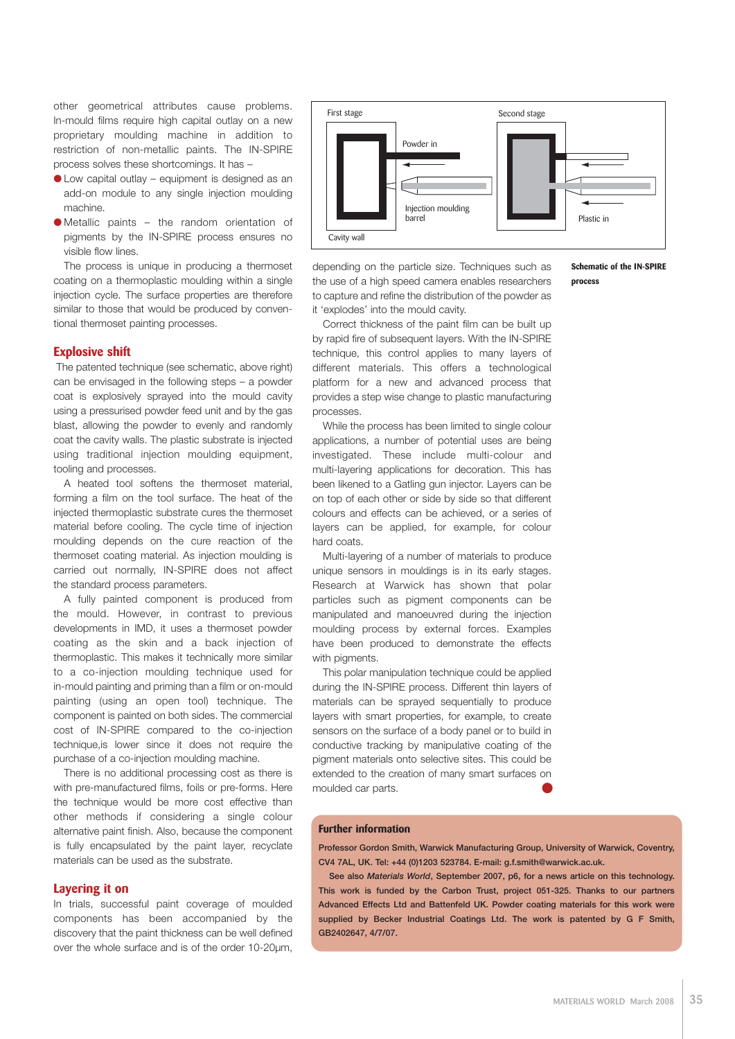other geometrical attributes cause problems. In-mould films require high capital outlay on a new proprietary moulding machine in addition to restriction of non-metallic paints. The IN-SPIRE process solves these shortcomings. It has –

- Low capital outlay – equipment is designed as an add-on module to any single injection moulding machine.
- Metallic paints – the random orientation of pigments by the IN-SPIRE process ensures no visible flow lines.

The process is unique in producing a thermoset coating on a thermoplastic moulding within a single injection cycle. The surface properties are therefore similar to those that would be produced by conventional thermoset painting processes.

## Explosive shift

The patented technique (see schematic, above right) can be envisaged in the following steps – a powder coat is explosively sprayed into the mould cavity using a pressurised powder feed unit and by the gas blast, allowing the powder to evenly and randomly coat the cavity walls. The plastic substrate is injected using traditional injection moulding equipment, tooling and processes.

A heated tool softens the thermoset material, forming a film on the tool surface. The heat of the injected thermoplastic substrate cures the thermoset material before cooling. The cycle time of injection moulding depends on the cure reaction of the thermoset coating material. As injection moulding is carried out normally, IN-SPIRE does not affect the standard process parameters.

A fully painted component is produced from the mould. However, in contrast to previous developments in IMD, it uses a thermoset powder coating as the skin and a back injection of thermoplastic. This makes it technically more similar to a co-injection moulding technique used for in-mould painting and priming than a film or on-mould painting (using an open tool) technique. The component is painted on both sides. The commercial cost of IN-SPIRE compared to the co-injection technique,is lower since it does not require the purchase of a co-injection moulding machine.

There is no additional processing cost as there is with pre-manufactured films, foils or pre-forms. Here the technique would be more cost effective than other methods if considering a single colour alternative paint finish. Also, because the component is fully encapsulated by the paint layer, recyclate materials can be used as the substrate.

## Layering it on

In trials, successful paint coverage of moulded components has been accompanied by the discovery that the paint thickness can be well defined over the whole surface and is of the order 10-20µm, depending on the particle size. Techniques such as the use of a high speed camera enables researchers to capture and refine the distribution of the powder as it 'explodes' into the mould cavity.

Correct thickness of the paint film can be built up by rapid fire of subsequent layers. With the IN-SPIRE technique, this control applies to many layers of different materials. This offers a technological platform for a new and advanced process that provides a step wise change to plastic manufacturing processes.

While the process has been limited to single colour applications, a number of potential uses are being investigated. These include multi-colour and multi-layering applications for decoration. This has been likened to a Gatling gun injector. Layers can be on top of each other or side by side so that different colours and effects can be achieved, or a series of layers can be applied, for example, for colour hard coats.

Multi-layering of a number of materials to produce unique sensors in mouldings is in its early stages. Research at Warwick has shown that polar particles such as pigment components can be manipulated and manoeuvred during the injection moulding process by external forces. Examples have been produced to demonstrate the effects with pigments.

This polar manipulation technique could be applied during the IN-SPIRE process. Different thin layers of materials can be sprayed sequentially to produce layers with smart properties, for example, to create sensors on the surface of a body panel or to build in conductive tracking by manipulative coating of the pigment materials onto selective sites. This could be extended to the creation of many smart surfaces on moulded car parts.

First stage

Second stage

Powder in

Injection moulding barrel

Cavity wall

Plastic in

**Schematic of the IN-SPIRE process**

### Further information

**Professor Gordon Smith, Warwick Manufacturing Group, University of Warwick, Coventry, CV4 7AL, UK. Tel: +44 (0)1203 523784. E-mail: g.f.smith@warwick.ac.uk.**

**See also *Materials World*, September 2007, p6, for a news article on this technology. This work is funded by the Carbon Trust, project 051-325. Thanks to our partners Advanced Effects Ltd and Battenfeld UK. Powder coating materials for this work were supplied by Becker Industrial Coatings Ltd. The work is patented by G F Smith, GB2402647, 4/7/07.**